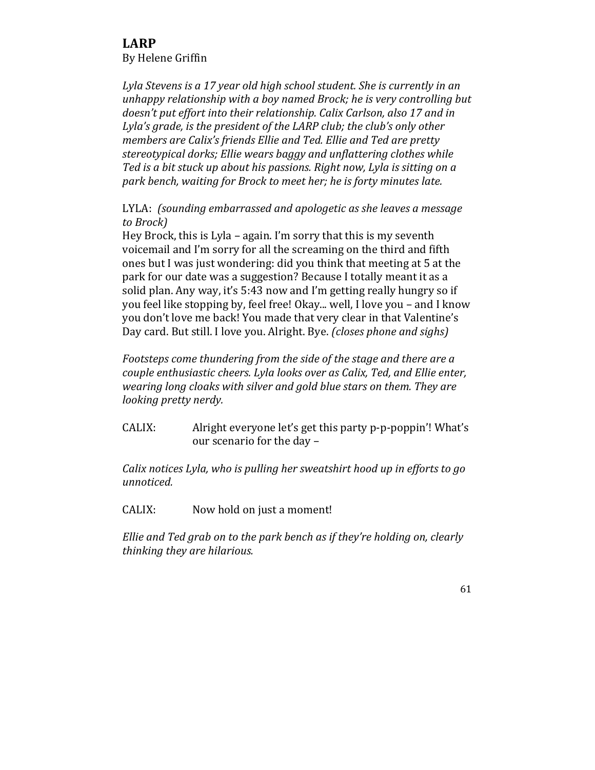# LARP

By Helene Griffin

*Lyla Stevens is a 17 year old high school student. She is currently in an unhappy relationship with a boy named Brock; he is very controlling but doesn't put effort into their relationship. Calix Carlson, also 17 and in Lyla's grade, is the president of the LARP club; the club's only other members are Calix's friends Ellie and Ted. Ellie and Ted are pretty stereotypical dorks; Ellie wears baggy and unflattering clothes while Ted is a bit stuck up about his passions. Right now, Lyla is sitting on a park bench, waiting for Brock to meet her; he is forty minutes late.*

LYLA: *(sounding embarrassed and apologetic as she leaves a message to Brock)*
Hey Brock, this is Lyla – again. I'm sorry that this is my seventh voicemail and I'm sorry for all the screaming on the third and fifth ones but I was just wondering: did you think that meeting at 5 at the park for our date was a suggestion? Because I totally meant it as a solid plan. Any way, it's 5:43 now and I'm getting really hungry so if you feel like stopping by, feel free! Okay... well, I love you – and I know you don't love me back! You made that very clear in that Valentine's Day card. But still. I love you. Alright. Bye. *(closes phone and sighs)*

*Footsteps come thundering from the side of the stage and there are a couple enthusiastic cheers. Lyla looks over as Calix, Ted, and Ellie enter, wearing long cloaks with silver and gold blue stars on them. They are looking pretty nerdy.*

CALIX: Alright everyone let's get this party p-p-poppin'! What's our scenario for the day –

*Calix notices Lyla, who is pulling her sweatshirt hood up in efforts to go unnoticed.*

CALIX: Now hold on just a moment!

*Ellie and Ted grab on to the park bench as if they're holding on, clearly thinking they are hilarious.*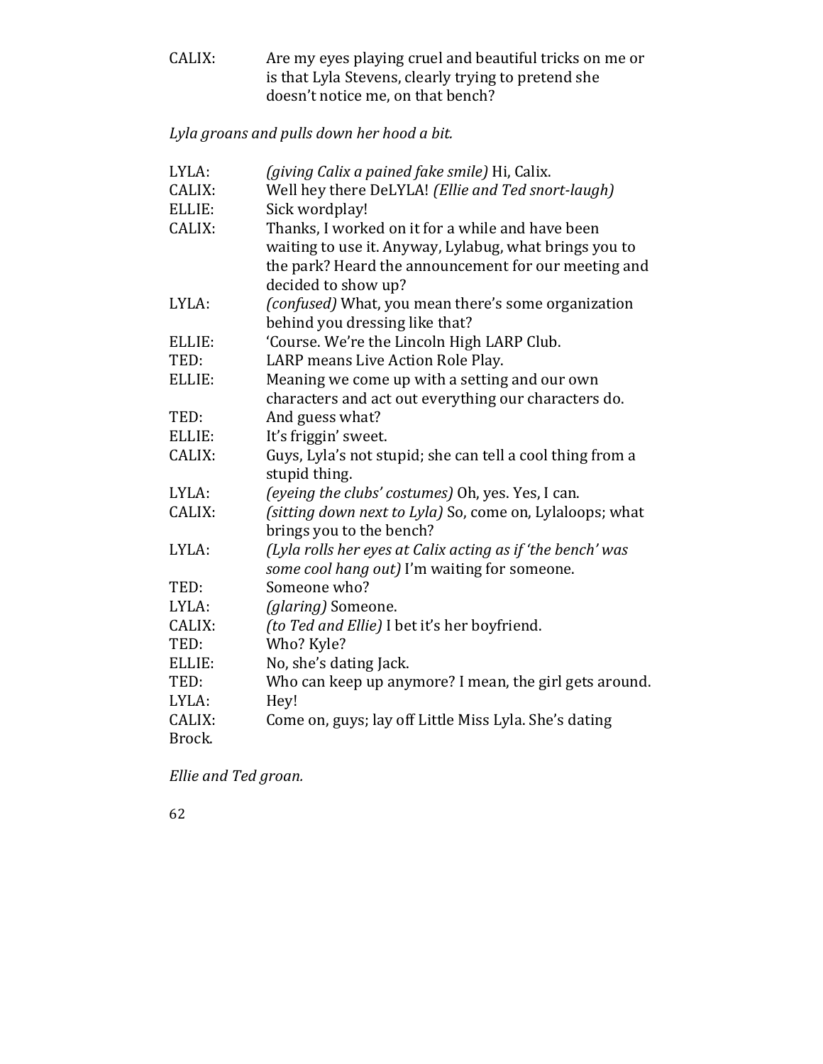CALIX: Are my eyes playing cruel and beautiful tricks on me or is that Lyla Stevens, clearly trying to pretend she doesn't notice me, on that bench?

*Lyla groans and pulls down her hood a bit.*

LYLA: *(giving Calix a pained fake smile)* Hi, Calix.

CALIX: Well hey there DeLYLA! *(Ellie and Ted snort-laugh)*

ELLIE: Sick wordplay!

CALIX: Thanks, I worked on it for a while and have been waiting to use it. Anyway, Lylabug, what brings you to the park? Heard the announcement for our meeting and decided to show up?

LYLA: *(confused)* What, you mean there's some organization behind you dressing like that?

ELLIE: 'Course. We're the Lincoln High LARP Club.

TED: LARP means Live Action Role Play.

ELLIE: Meaning we come up with a setting and our own characters and act out everything our characters do.

TED: And guess what?

ELLIE: It's friggin' sweet.

CALIX: Guys, Lyla's not stupid; she can tell a cool thing from a stupid thing.

LYLA: *(eyeing the clubs' costumes)* Oh, yes. Yes, I can.

CALIX: *(sitting down next to Lyla)* So, come on, Lylaloops; what brings you to the bench?

LYLA: *(Lyla rolls her eyes at Calix acting as if 'the bench' was some cool hang out)* I'm waiting for someone.

TED: Someone who?

LYLA: *(glaring)* Someone.

CALIX: *(to Ted and Ellie)* I bet it's her boyfriend.

TED: Who? Kyle?

ELLIE: No, she's dating Jack.

TED: Who can keep up anymore? I mean, the girl gets around.

LYLA: Hey!

CALIX: Come on, guys; lay off Little Miss Lyla. She's dating Brock.

*Ellie and Ted groan.*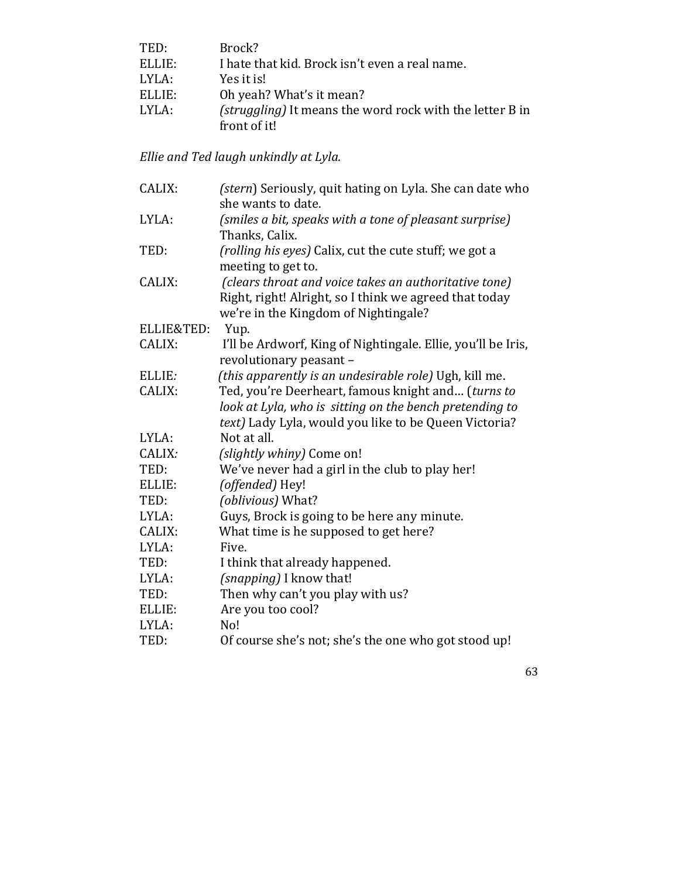TED: Brock?

ELLIE: I hate that kid. Brock isn't even a real name.

LYLA: Yes it is!

ELLIE: Oh yeah? What's it mean?

LYLA: *(struggling)* It means the word rock with the letter B in front of it!

*Ellie and Ted laugh unkindly at Lyla.*

CALIX: *(stern)* Seriously, quit hating on Lyla. She can date who she wants to date.

LYLA: *(smiles a bit, speaks with a tone of pleasant surprise)* Thanks, Calix.

TED: *(rolling his eyes)* Calix, cut the cute stuff; we got a meeting to get to.

CALIX: *(clears throat and voice takes an authoritative tone)* Right, right! Alright, so I think we agreed that today we're in the Kingdom of Nightingale?

ELLIE&TED: Yup.

CALIX: I'll be Ardworf, King of Nightingale. Ellie, you'll be Iris, revolutionary peasant –

ELLIE: *(this apparently is an undesirable role)* Ugh, kill me.

CALIX: Ted, you're Deerheart, famous knight and… (*turns to look at Lyla, who is sitting on the bench pretending to text)* Lady Lyla, would you like to be Queen Victoria?

LYLA: Not at all.

CALIX: *(slightly whiny)* Come on!

TED: We've never had a girl in the club to play her!

ELLIE: *(offended)* Hey!

TED: *(oblivious)* What?

LYLA: Guys, Brock is going to be here any minute.

CALIX: What time is he supposed to get here?

LYLA: Five.

TED: I think that already happened.

LYLA: *(snapping)* I know that!

TED: Then why can't you play with us?

ELLIE: Are you too cool?

LYLA: No!

TED: Of course she's not; she's the one who got stood up!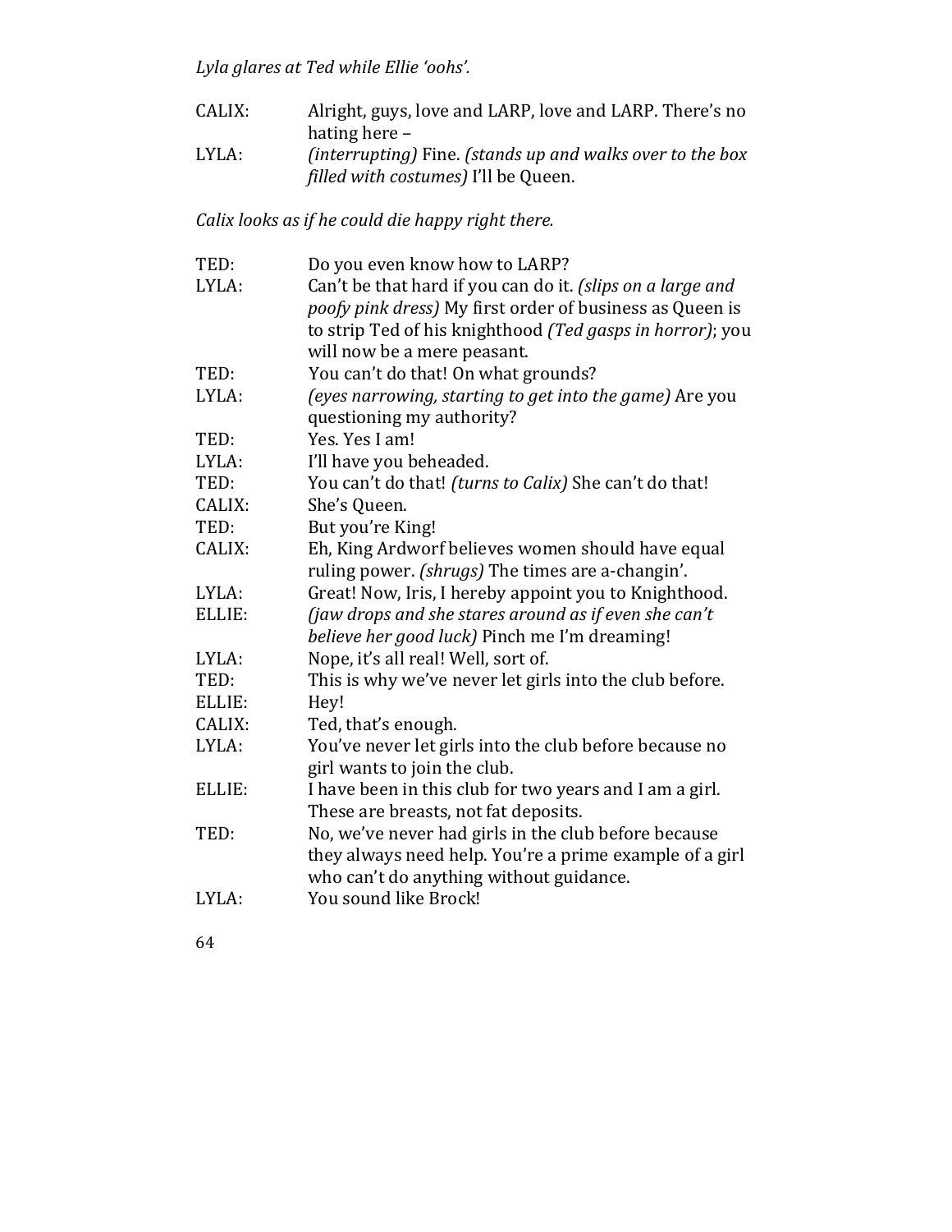*Lyla glares at Ted while Ellie 'oohs'.*

CALIX: Alright, guys, love and LARP, love and LARP. There's no hating here –

LYLA: *(interrupting)* Fine. *(stands up and walks over to the box filled with costumes)* I'll be Queen.

*Calix looks as if he could die happy right there.*

TED: Do you even know how to LARP?

LYLA: Can't be that hard if you can do it. *(slips on a large and poofy pink dress)* My first order of business as Queen is to strip Ted of his knighthood *(Ted gasps in horror)*; you will now be a mere peasant.

TED: You can't do that! On what grounds?

LYLA: *(eyes narrowing, starting to get into the game)* Are you questioning my authority?

TED: Yes. Yes I am!

LYLA: I'll have you beheaded.

TED: You can't do that! *(turns to Calix)* She can't do that!

CALIX: She's Queen.

TED: But you're King!

CALIX: Eh, King Ardworf believes women should have equal ruling power. *(shrugs)* The times are a-changin'.

LYLA: Great! Now, Iris, I hereby appoint you to Knighthood.

ELLIE: *(jaw drops and she stares around as if even she can't believe her good luck)* Pinch me I'm dreaming!

LYLA: Nope, it's all real! Well, sort of.

TED: This is why we've never let girls into the club before.

ELLIE: Hey!

CALIX: Ted, that's enough.

LYLA: You've never let girls into the club before because no girl wants to join the club.

ELLIE: I have been in this club for two years and I am a girl. These are breasts, not fat deposits.

TED: No, we've never had girls in the club before because they always need help. You're a prime example of a girl who can't do anything without guidance.

LYLA: You sound like Brock!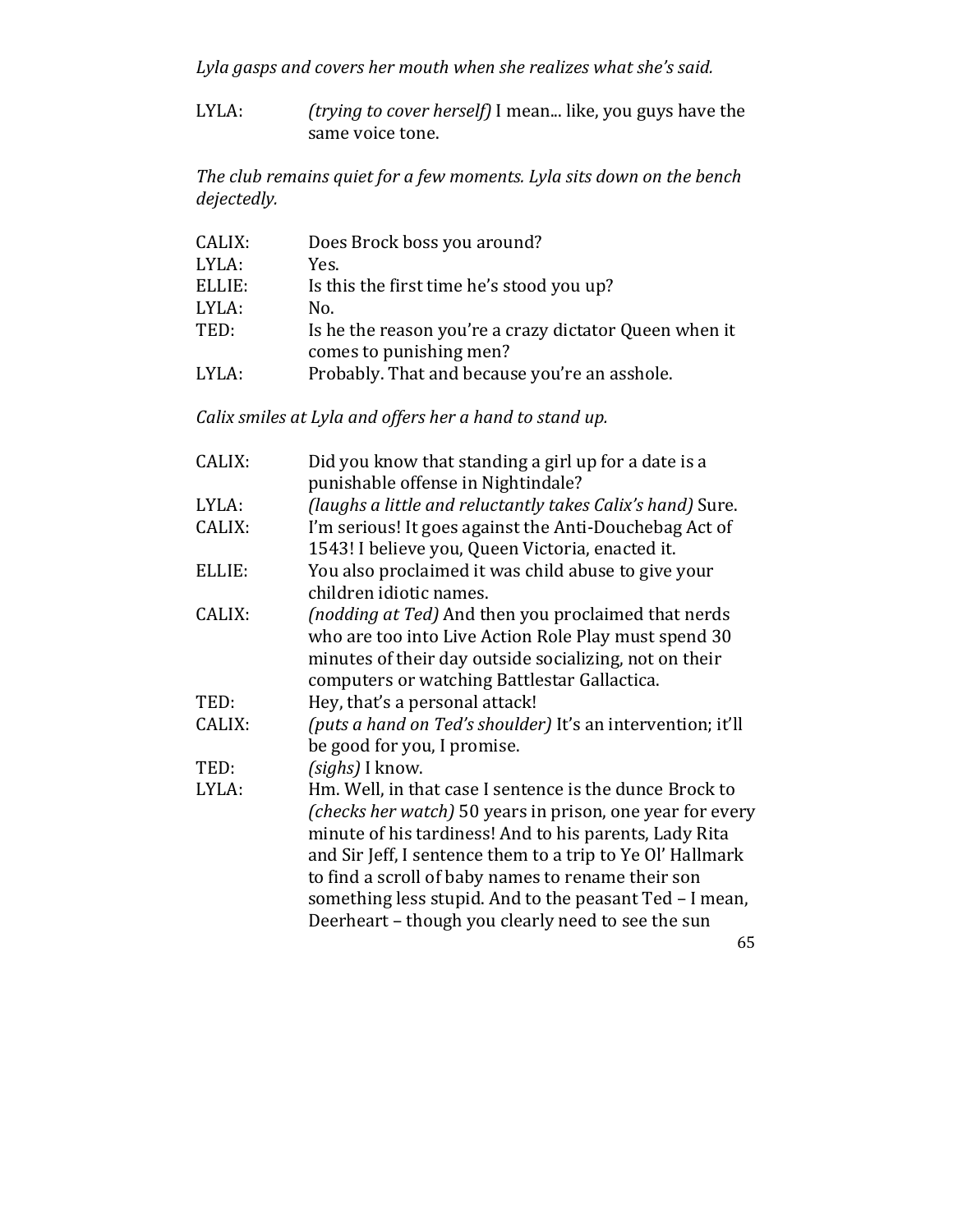*Lyla gasps and covers her mouth when she realizes what she's said.*

LYLA: *(trying to cover herself)* I mean... like, you guys have the same voice tone.

*The club remains quiet for a few moments. Lyla sits down on the bench dejectedly.*

CALIX: Does Brock boss you around?

LYLA: Yes.

ELLIE: Is this the first time he's stood you up?

LYLA: No.

TED: Is he the reason you're a crazy dictator Queen when it comes to punishing men?

LYLA: Probably. That and because you're an asshole.

*Calix smiles at Lyla and offers her a hand to stand up.*

CALIX: Did you know that standing a girl up for a date is a punishable offense in Nightindale?

LYLA: *(laughs a little and reluctantly takes Calix's hand)* Sure.

CALIX: I'm serious! It goes against the Anti-Douchebag Act of 1543! I believe you, Queen Victoria, enacted it.

ELLIE: You also proclaimed it was child abuse to give your children idiotic names.

CALIX: *(nodding at Ted)* And then you proclaimed that nerds who are too into Live Action Role Play must spend 30 minutes of their day outside socializing, not on their computers or watching Battlestar Gallactica.

TED: Hey, that's a personal attack!

CALIX: *(puts a hand on Ted's shoulder)* It's an intervention; it'll be good for you, I promise.

TED: *(sighs)* I know.

LYLA: Hm. Well, in that case I sentence is the dunce Brock to *(checks her watch)* 50 years in prison, one year for every minute of his tardiness! And to his parents, Lady Rita and Sir Jeff, I sentence them to a trip to Ye Ol' Hallmark to find a scroll of baby names to rename their son something less stupid. And to the peasant Ted – I mean, Deerheart – though you clearly need to see the sun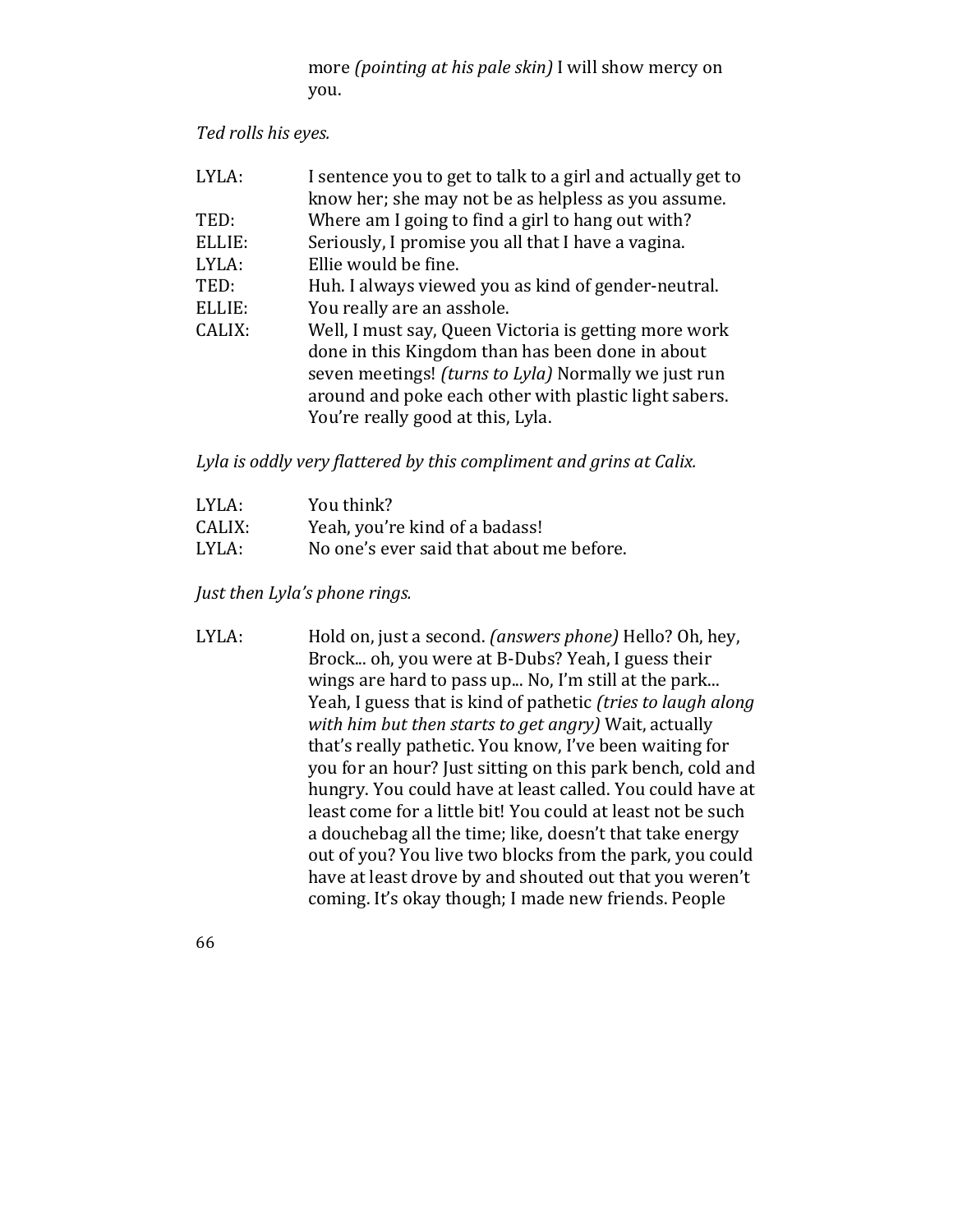more *(pointing at his pale skin)* I will show mercy on you.

*Ted rolls his eyes.*

LYLA: I sentence you to get to talk to a girl and actually get to know her; she may not be as helpless as you assume.

TED: Where am I going to find a girl to hang out with?

ELLIE: Seriously, I promise you all that I have a vagina.

LYLA: Ellie would be fine.

TED: Huh. I always viewed you as kind of gender-neutral.

ELLIE: You really are an asshole.

CALIX: Well, I must say, Queen Victoria is getting more work done in this Kingdom than has been done in about seven meetings! *(turns to Lyla)* Normally we just run around and poke each other with plastic light sabers. You're really good at this, Lyla.

*Lyla is oddly very flattered by this compliment and grins at Calix.*

LYLA: You think?

CALIX: Yeah, you're kind of a badass!

LYLA: No one's ever said that about me before.

*Just then Lyla's phone rings.*

LYLA: Hold on, just a second. *(answers phone)* Hello? Oh, hey, Brock... oh, you were at B-Dubs? Yeah, I guess their wings are hard to pass up... No, I'm still at the park... Yeah, I guess that is kind of pathetic *(tries to laugh along with him but then starts to get angry)* Wait, actually that's really pathetic. You know, I've been waiting for you for an hour? Just sitting on this park bench, cold and hungry. You could have at least called. You could have at least come for a little bit! You could at least not be such a douchebag all the time; like, doesn't that take energy out of you? You live two blocks from the park, you could have at least drove by and shouted out that you weren't coming. It's okay though; I made new friends. People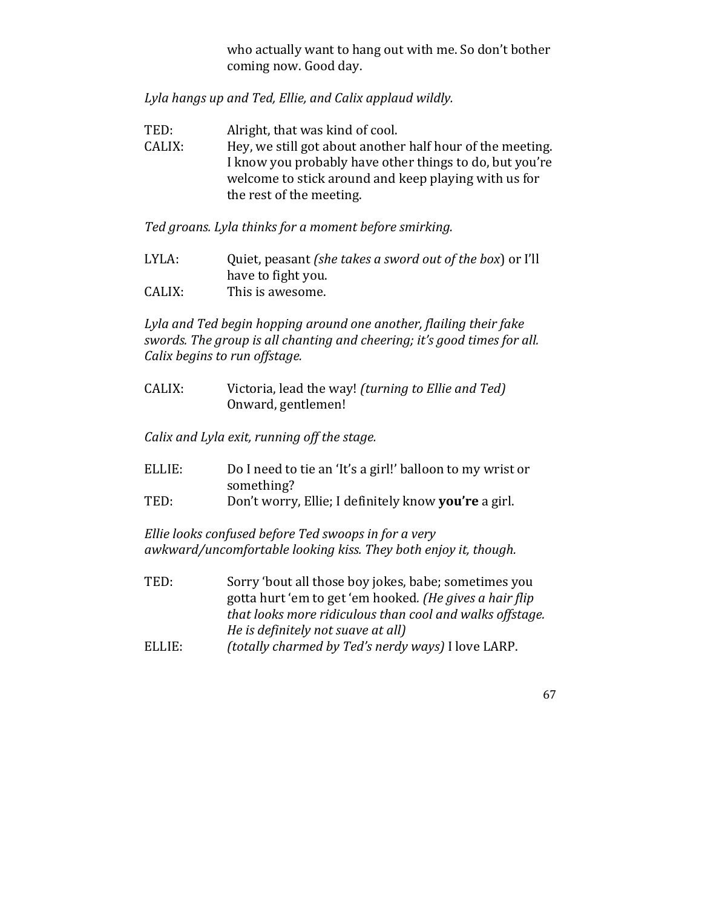who actually want to hang out with me. So don't bother coming now. Good day.

*Lyla hangs up and Ted, Ellie, and Calix applaud wildly.*

TED: Alright, that was kind of cool.

CALIX: Hey, we still got about another half hour of the meeting. I know you probably have other things to do, but you're welcome to stick around and keep playing with us for the rest of the meeting.

*Ted groans. Lyla thinks for a moment before smirking.*

LYLA: Quiet, peasant *(she takes a sword out of the box*) or I'll have to fight you.

CALIX: This is awesome.

*Lyla and Ted begin hopping around one another, flailing their fake swords. The group is all chanting and cheering; it's good times for all. Calix begins to run offstage.*

CALIX: Victoria, lead the way! *(turning to Ellie and Ted)* Onward, gentlemen!

*Calix and Lyla exit, running off the stage.*

ELLIE: Do I need to tie an 'It's a girl!' balloon to my wrist or something?

TED: Don't worry, Ellie; I definitely know **you're** a girl.

*Ellie looks confused before Ted swoops in for a very awkward/uncomfortable looking kiss. They both enjoy it, though.*

TED: Sorry 'bout all those boy jokes, babe; sometimes you gotta hurt 'em to get 'em hooked*. (He gives a hair flip that looks more ridiculous than cool and walks offstage. He is definitely not suave at all)*

ELLIE: *(totally charmed by Ted's nerdy ways)* I love LARP.